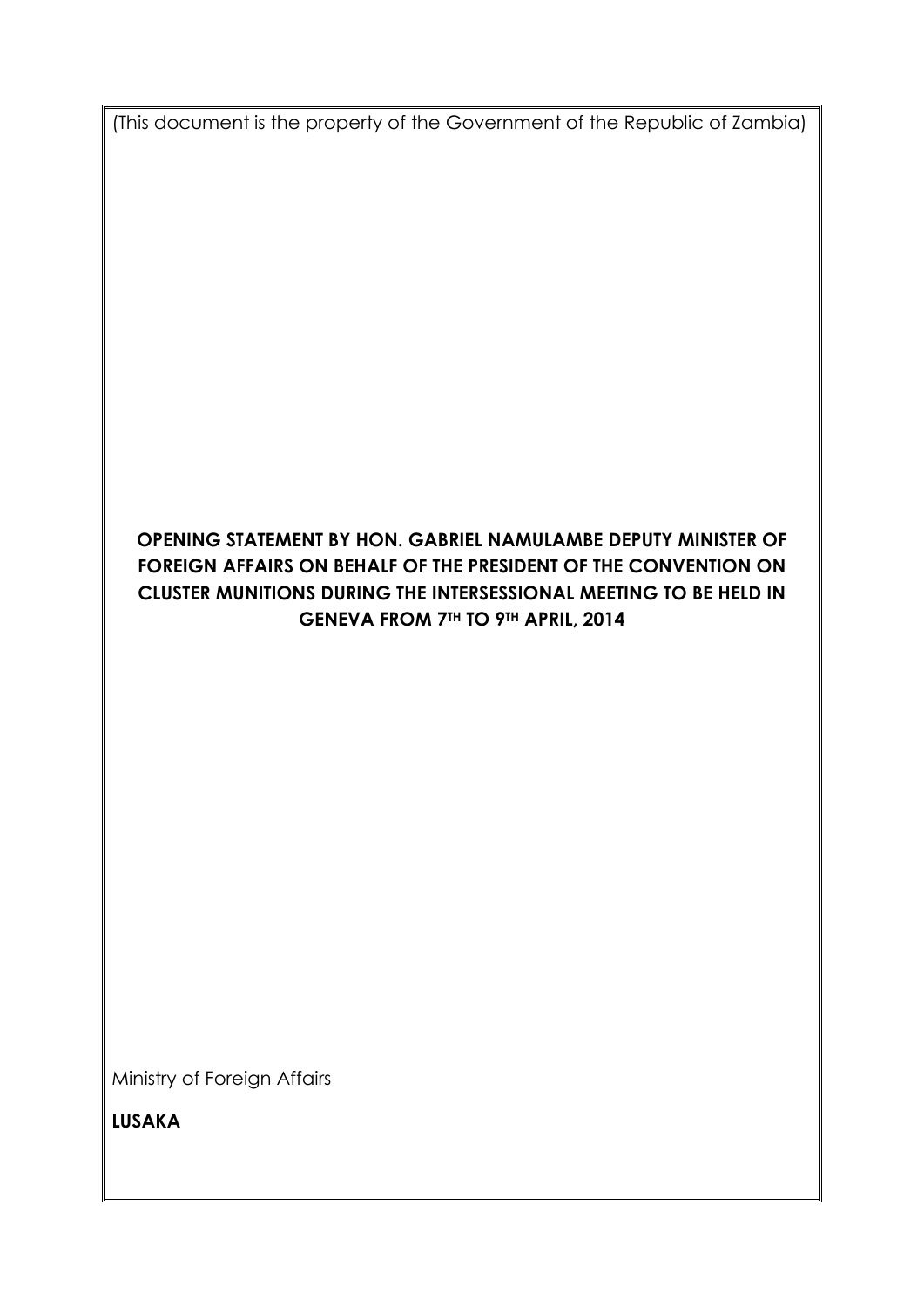(This document is the property of the Government of the Republic of Zambia)

**OPENING STATEMENT BY HON. GABRIEL NAMULAMBE DEPUTY MINISTER OF FOREIGN AFFAIRS ON BEHALF OF THE PRESIDENT OF THE CONVENTION ON CLUSTER MUNITIONS DURING THE INTERSESSIONAL MEETING TO BE HELD IN GENEVA FROM 7TH TO 9TH APRIL, 2014**

Ministry of Foreign Affairs

**LUSAKA**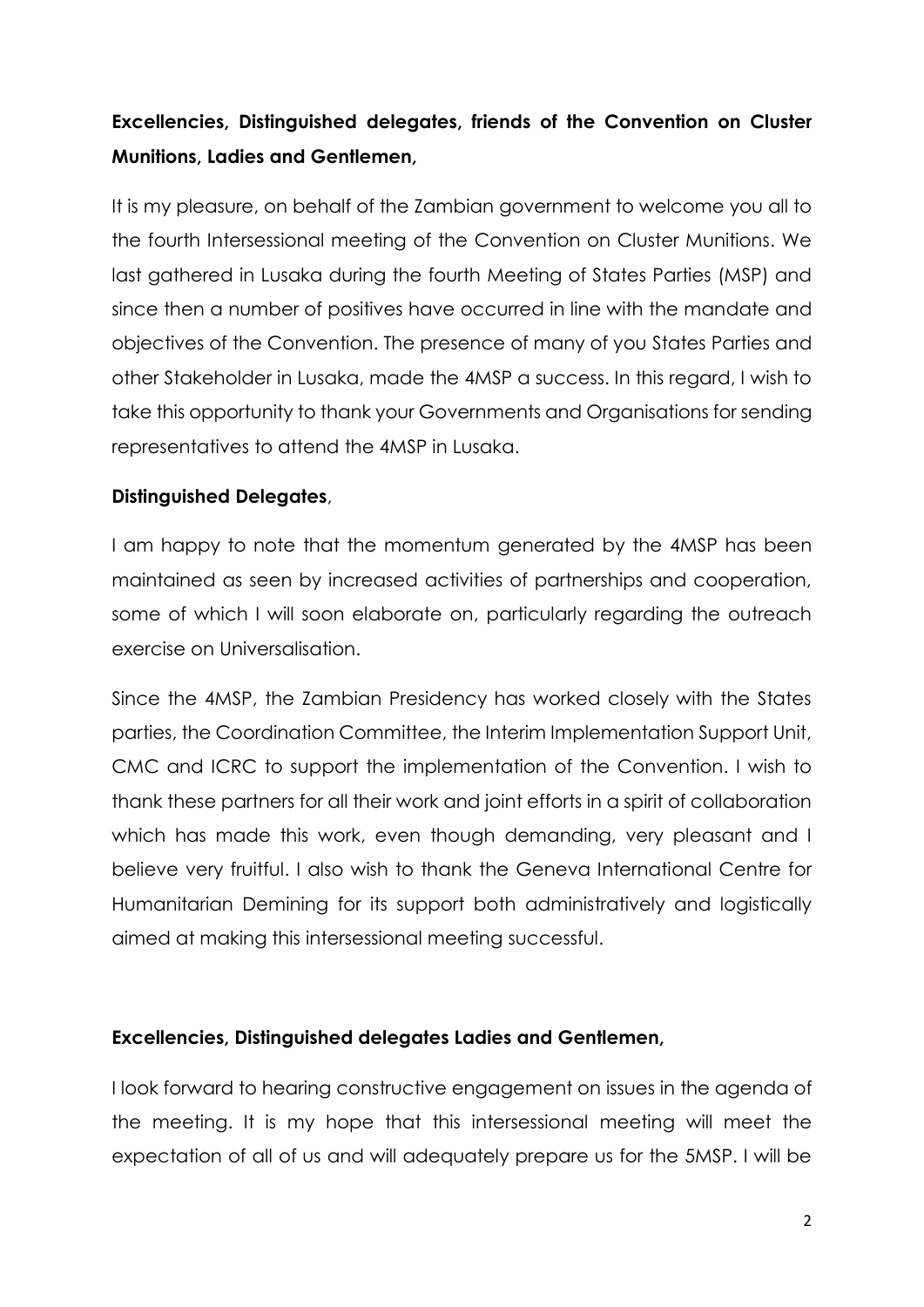**Excellencies, Distinguished delegates, friends of the Convention on Cluster Munitions, Ladies and Gentlemen,**

It is my pleasure, on behalf of the Zambian government to welcome you all to the fourth Intersessional meeting of the Convention on Cluster Munitions. We last gathered in Lusaka during the fourth Meeting of States Parties (MSP) and since then a number of positives have occurred in line with the mandate and objectives of the Convention. The presence of many of you States Parties and other Stakeholder in Lusaka, made the 4MSP a success. In this regard, I wish to take this opportunity to thank your Governments and Organisations for sending representatives to attend the 4MSP in Lusaka.

**Distinguished Delegates**,

I am happy to note that the momentum generated by the 4MSP has been maintained as seen by increased activities of partnerships and cooperation, some of which I will soon elaborate on, particularly regarding the outreach exercise on Universalisation.

Since the 4MSP, the Zambian Presidency has worked closely with the States parties, the Coordination Committee, the Interim Implementation Support Unit, CMC and ICRC to support the implementation of the Convention. I wish to thank these partners for all their work and joint efforts in a spirit of collaboration which has made this work, even though demanding, very pleasant and I believe very fruitful. I also wish to thank the Geneva International Centre for Humanitarian Demining for its support both administratively and logistically aimed at making this intersessional meeting successful.

**Excellencies, Distinguished delegates Ladies and Gentlemen,**

I look forward to hearing constructive engagement on issues in the agenda of the meeting. It is my hope that this intersessional meeting will meet the expectation of all of us and will adequately prepare us for the 5MSP. I will be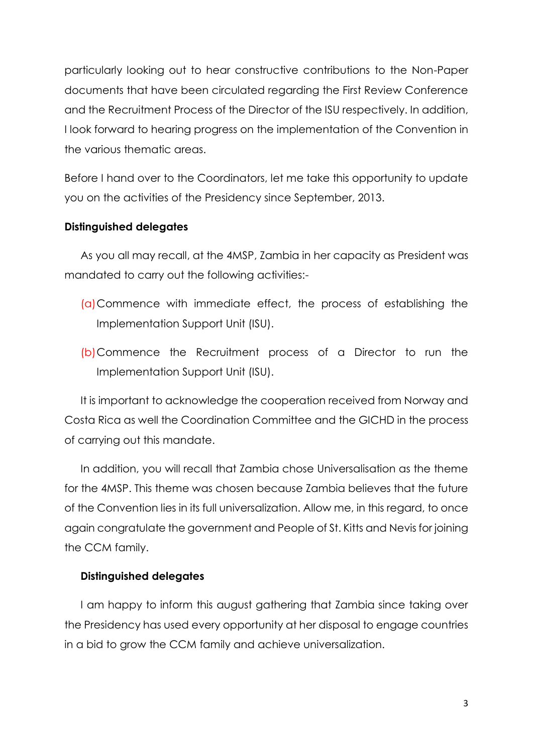particularly looking out to hear constructive contributions to the Non-Paper documents that have been circulated regarding the First Review Conference and the Recruitment Process of the Director of the ISU respectively. In addition, I look forward to hearing progress on the implementation of the Convention in the various thematic areas.

Before I hand over to the Coordinators, let me take this opportunity to update you on the activities of the Presidency since September, 2013.

**Distinguished delegates**

As you all may recall, at the 4MSP, Zambia in her capacity as President was mandated to carry out the following activities:-

(a) Commence with immediate effect, the process of establishing the Implementation Support Unit (ISU).

(b) Commence the Recruitment process of a Director to run the Implementation Support Unit (ISU).

It is important to acknowledge the cooperation received from Norway and Costa Rica as well the Coordination Committee and the GICHD in the process of carrying out this mandate.

In addition, you will recall that Zambia chose Universalisation as the theme for the 4MSP. This theme was chosen because Zambia believes that the future of the Convention lies in its full universalization. Allow me, in this regard, to once again congratulate the government and People of St. Kitts and Nevis for joining the CCM family.

**Distinguished delegates**

I am happy to inform this august gathering that Zambia since taking over the Presidency has used every opportunity at her disposal to engage countries in a bid to grow the CCM family and achieve universalization.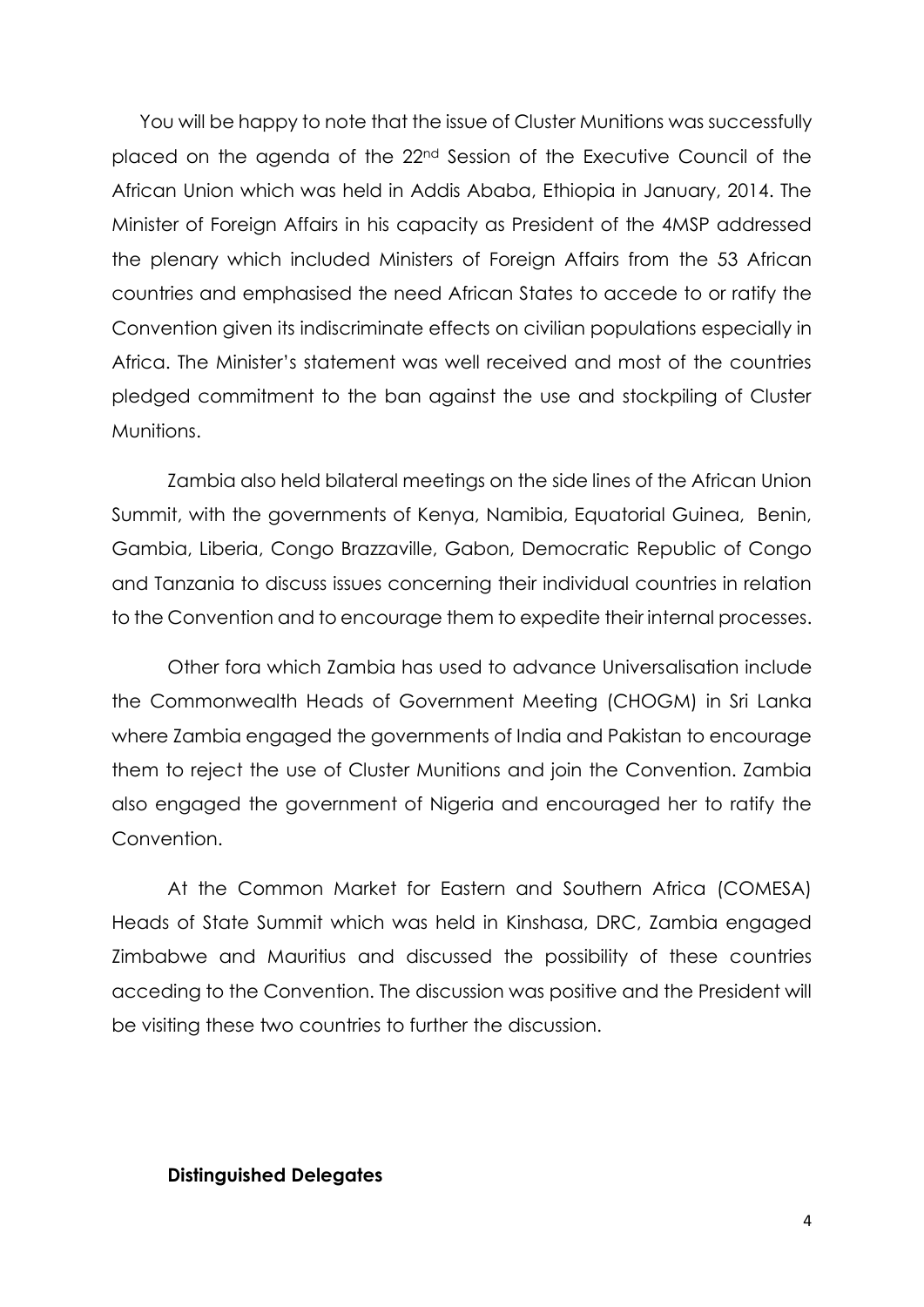You will be happy to note that the issue of Cluster Munitions was successfully placed on the agenda of the 22nd Session of the Executive Council of the African Union which was held in Addis Ababa, Ethiopia in January, 2014. The Minister of Foreign Affairs in his capacity as President of the 4MSP addressed the plenary which included Ministers of Foreign Affairs from the 53 African countries and emphasised the need African States to accede to or ratify the Convention given its indiscriminate effects on civilian populations especially in Africa. The Minister's statement was well received and most of the countries pledged commitment to the ban against the use and stockpiling of Cluster Munitions.

Zambia also held bilateral meetings on the side lines of the African Union Summit, with the governments of Kenya, Namibia, Equatorial Guinea, Benin, Gambia, Liberia, Congo Brazzaville, Gabon, Democratic Republic of Congo and Tanzania to discuss issues concerning their individual countries in relation to the Convention and to encourage them to expedite their internal processes.

Other fora which Zambia has used to advance Universalisation include the Commonwealth Heads of Government Meeting (CHOGM) in Sri Lanka where Zambia engaged the governments of India and Pakistan to encourage them to reject the use of Cluster Munitions and join the Convention. Zambia also engaged the government of Nigeria and encouraged her to ratify the Convention.

At the Common Market for Eastern and Southern Africa (COMESA) Heads of State Summit which was held in Kinshasa, DRC, Zambia engaged Zimbabwe and Mauritius and discussed the possibility of these countries acceding to the Convention. The discussion was positive and the President will be visiting these two countries to further the discussion.

**Distinguished Delegates**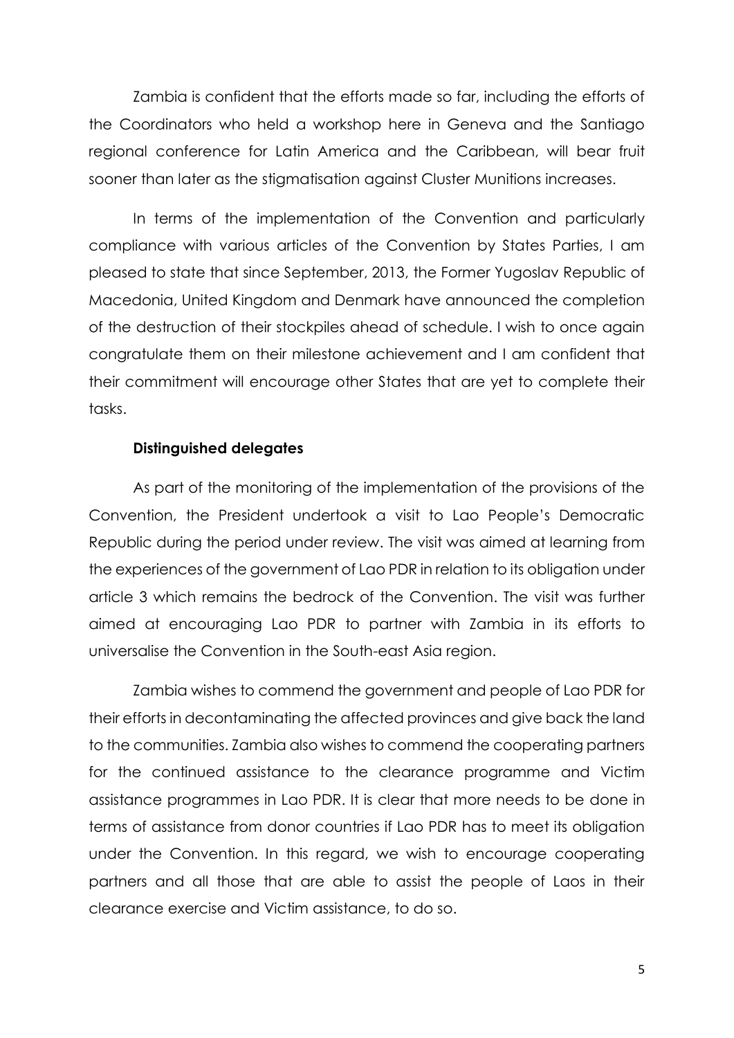Zambia is confident that the efforts made so far, including the efforts of the Coordinators who held a workshop here in Geneva and the Santiago regional conference for Latin America and the Caribbean, will bear fruit sooner than later as the stigmatisation against Cluster Munitions increases.

In terms of the implementation of the Convention and particularly compliance with various articles of the Convention by States Parties, I am pleased to state that since September, 2013, the Former Yugoslav Republic of Macedonia, United Kingdom and Denmark have announced the completion of the destruction of their stockpiles ahead of schedule. I wish to once again congratulate them on their milestone achievement and I am confident that their commitment will encourage other States that are yet to complete their tasks.

**Distinguished delegates**

As part of the monitoring of the implementation of the provisions of the Convention, the President undertook a visit to Lao People's Democratic Republic during the period under review. The visit was aimed at learning from the experiences of the government of Lao PDR in relation to its obligation under article 3 which remains the bedrock of the Convention. The visit was further aimed at encouraging Lao PDR to partner with Zambia in its efforts to universalise the Convention in the South-east Asia region.

Zambia wishes to commend the government and people of Lao PDR for their efforts in decontaminating the affected provinces and give back the land to the communities. Zambia also wishes to commend the cooperating partners for the continued assistance to the clearance programme and Victim assistance programmes in Lao PDR. It is clear that more needs to be done in terms of assistance from donor countries if Lao PDR has to meet its obligation under the Convention. In this regard, we wish to encourage cooperating partners and all those that are able to assist the people of Laos in their clearance exercise and Victim assistance, to do so.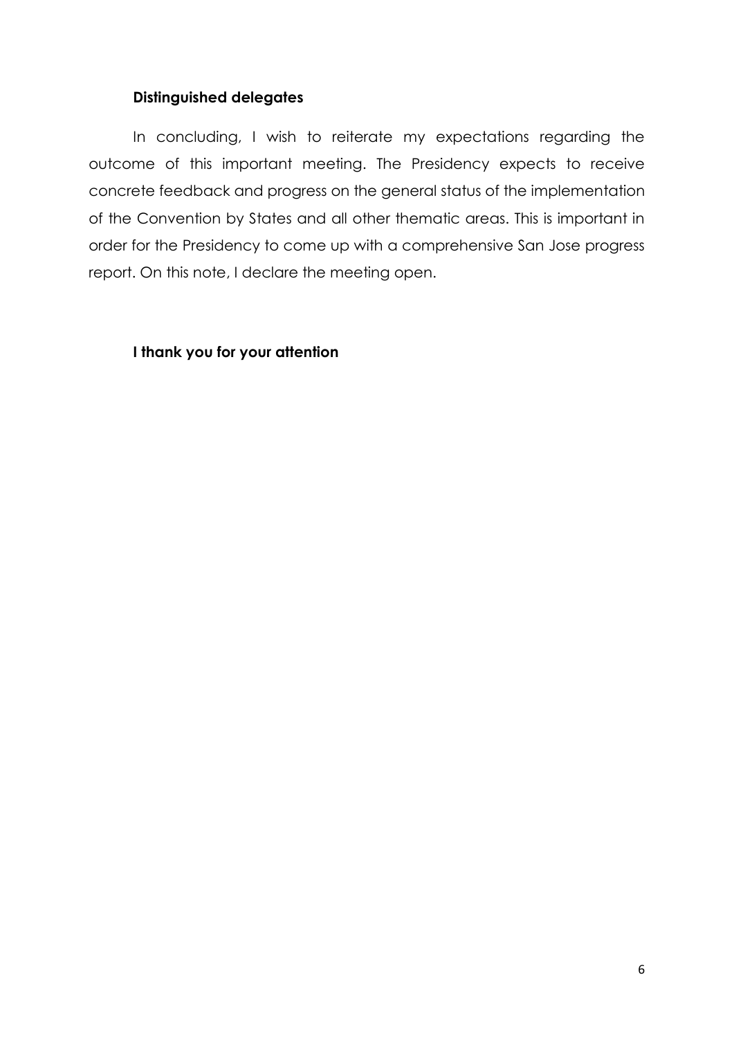**Distinguished delegates**

In concluding, I wish to reiterate my expectations regarding the outcome of this important meeting. The Presidency expects to receive concrete feedback and progress on the general status of the implementation of the Convention by States and all other thematic areas. This is important in order for the Presidency to come up with a comprehensive San Jose progress report. On this note, I declare the meeting open.

**I thank you for your attention**